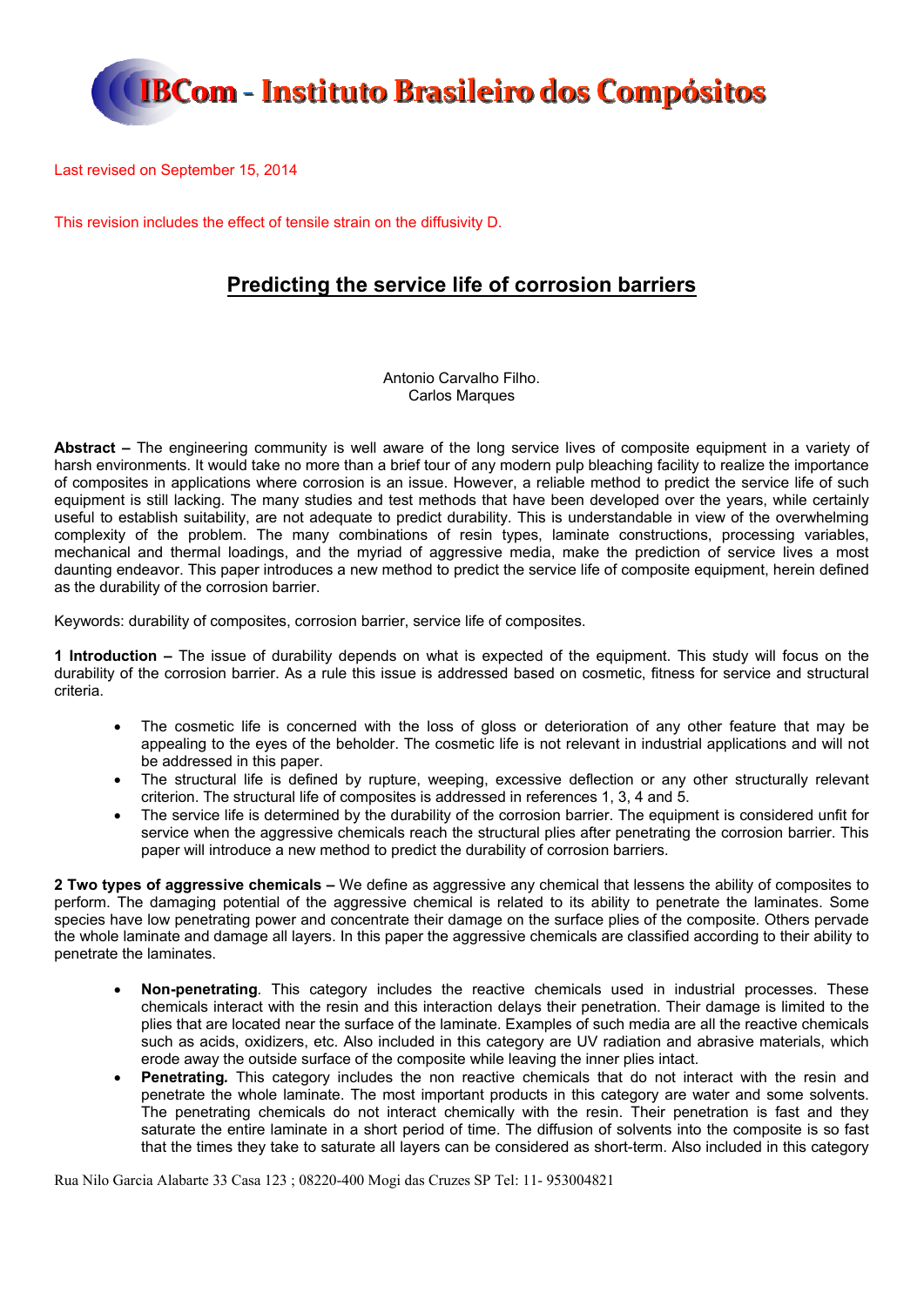**IBCom - Instituto Brasileiro dos Compósitos**

Last revised on September 15, 2014

This revision includes the effect of tensile strain on the diffusivity D.

# Predicting the service life of corrosion barriers

Antonio Carvalho Filho.
Carlos Marques

**Abstract –** The engineering community is well aware of the long service lives of composite equipment in a variety of harsh environments. It would take no more than a brief tour of any modern pulp bleaching facility to realize the importance of composites in applications where corrosion is an issue. However, a reliable method to predict the service life of such equipment is still lacking. The many studies and test methods that have been developed over the years, while certainly useful to establish suitability, are not adequate to predict durability. This is understandable in view of the overwhelming complexity of the problem. The many combinations of resin types, laminate constructions, processing variables, mechanical and thermal loadings, and the myriad of aggressive media, make the prediction of service lives a most daunting endeavor. This paper introduces a new method to predict the service life of composite equipment, herein defined as the durability of the corrosion barrier.

Keywords: durability of composites, corrosion barrier, service life of composites.

**1 Introduction –** The issue of durability depends on what is expected of the equipment. This study will focus on the durability of the corrosion barrier. As a rule this issue is addressed based on cosmetic, fitness for service and structural criteria.

- The cosmetic life is concerned with the loss of gloss or deterioration of any other feature that may be appealing to the eyes of the beholder. The cosmetic life is not relevant in industrial applications and will not be addressed in this paper.
- The structural life is defined by rupture, weeping, excessive deflection or any other structurally relevant criterion. The structural life of composites is addressed in references 1, 3, 4 and 5.
- The service life is determined by the durability of the corrosion barrier. The equipment is considered unfit for service when the aggressive chemicals reach the structural plies after penetrating the corrosion barrier. This paper will introduce a new method to predict the durability of corrosion barriers.

**2 Two types of aggressive chemicals –** We define as aggressive any chemical that lessens the ability of composites to perform. The damaging potential of the aggressive chemical is related to its ability to penetrate the laminates. Some species have low penetrating power and concentrate their damage on the surface plies of the composite. Others pervade the whole laminate and damage all layers. In this paper the aggressive chemicals are classified according to their ability to penetrate the laminates.

- **Non-penetrating**. This category includes the reactive chemicals used in industrial processes. These chemicals interact with the resin and this interaction delays their penetration. Their damage is limited to the plies that are located near the surface of the laminate. Examples of such media are all the reactive chemicals such as acids, oxidizers, etc. Also included in this category are UV radiation and abrasive materials, which erode away the outside surface of the composite while leaving the inner plies intact.
- **Penetrating.** This category includes the non reactive chemicals that do not interact with the resin and penetrate the whole laminate. The most important products in this category are water and some solvents. The penetrating chemicals do not interact chemically with the resin. Their penetration is fast and they saturate the entire laminate in a short period of time. The diffusion of solvents into the composite is so fast that the times they take to saturate all layers can be considered as short-term. Also included in this category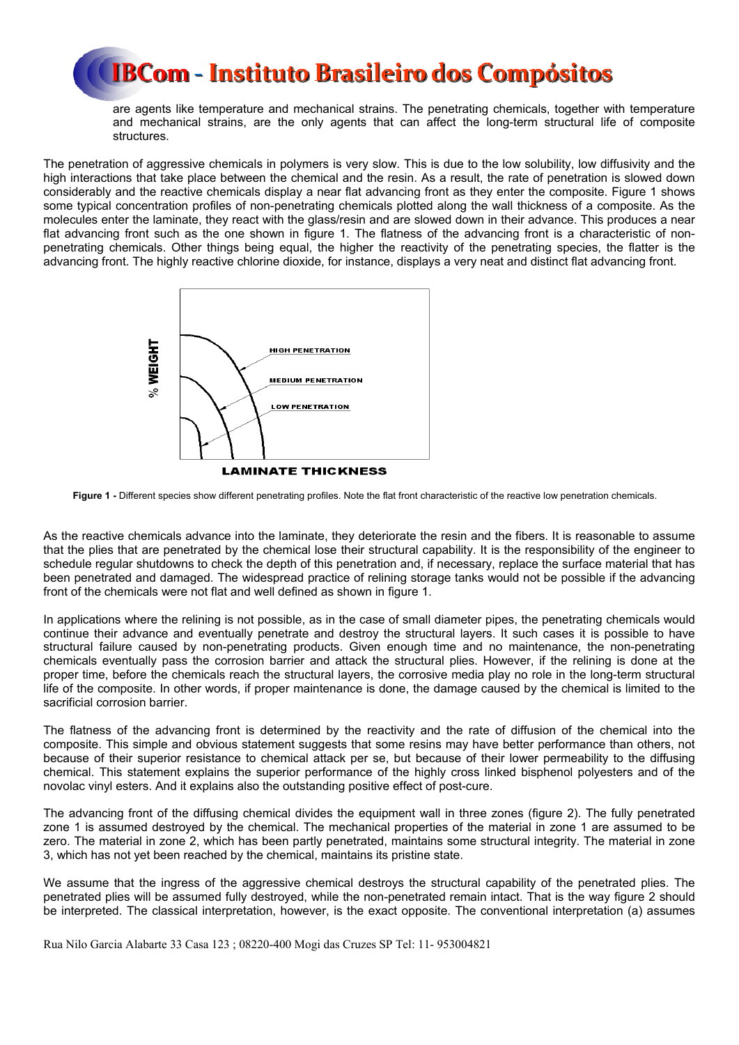are agents like temperature and mechanical strains. The penetrating chemicals, together with temperature and mechanical strains, are the only agents that can affect the long-term structural life of composite structures.

The penetration of aggressive chemicals in polymers is very slow. This is due to the low solubility, low diffusivity and the high interactions that take place between the chemical and the resin. As a result, the rate of penetration is slowed down considerably and the reactive chemicals display a near flat advancing front as they enter the composite. Figure 1 shows some typical concentration profiles of non-penetrating chemicals plotted along the wall thickness of a composite. As the molecules enter the laminate, they react with the glass/resin and are slowed down in their advance. This produces a near flat advancing front such as the one shown in figure 1. The flatness of the advancing front is a characteristic of non-penetrating chemicals. Other things being equal, the higher the reactivity of the penetrating species, the flatter is the advancing front. The highly reactive chlorine dioxide, for instance, displays a very neat and distinct flat advancing front.

**Figure 1 -** Different species show different penetrating profiles. Note the flat front characteristic of the reactive low penetration chemicals.

As the reactive chemicals advance into the laminate, they deteriorate the resin and the fibers. It is reasonable to assume that the plies that are penetrated by the chemical lose their structural capability. It is the responsibility of the engineer to schedule regular shutdowns to check the depth of this penetration and, if necessary, replace the surface material that has been penetrated and damaged. The widespread practice of relining storage tanks would not be possible if the advancing front of the chemicals were not flat and well defined as shown in figure 1.

In applications where the relining is not possible, as in the case of small diameter pipes, the penetrating chemicals would continue their advance and eventually penetrate and destroy the structural layers. It such cases it is possible to have structural failure caused by non-penetrating products. Given enough time and no maintenance, the non-penetrating chemicals eventually pass the corrosion barrier and attack the structural plies. However, if the relining is done at the proper time, before the chemicals reach the structural layers, the corrosive media play no role in the long-term structural life of the composite. In other words, if proper maintenance is done, the damage caused by the chemical is limited to the sacrificial corrosion barrier.

The flatness of the advancing front is determined by the reactivity and the rate of diffusion of the chemical into the composite. This simple and obvious statement suggests that some resins may have better performance than others, not because of their superior resistance to chemical attack per se, but because of their lower permeability to the diffusing chemical. This statement explains the superior performance of the highly cross linked bisphenol polyesters and of the novolac vinyl esters. And it explains also the outstanding positive effect of post-cure.

The advancing front of the diffusing chemical divides the equipment wall in three zones (figure 2). The fully penetrated zone 1 is assumed destroyed by the chemical. The mechanical properties of the material in zone 1 are assumed to be zero. The material in zone 2, which has been partly penetrated, maintains some structural integrity. The material in zone 3, which has not yet been reached by the chemical, maintains its pristine state.

We assume that the ingress of the aggressive chemical destroys the structural capability of the penetrated plies. The penetrated plies will be assumed fully destroyed, while the non-penetrated remain intact. That is the way figure 2 should be interpreted. The classical interpretation, however, is the exact opposite. The conventional interpretation (a) assumes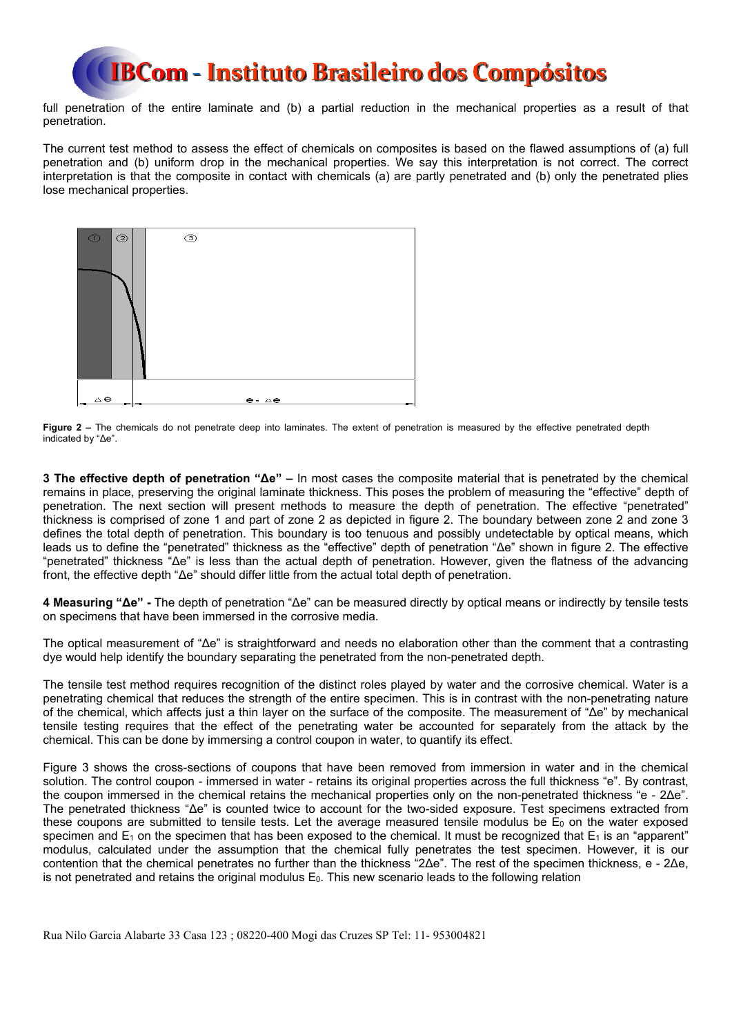full penetration of the entire laminate and (b) a partial reduction in the mechanical properties as a result of that penetration.

The current test method to assess the effect of chemicals on composites is based on the flawed assumptions of (a) full penetration and (b) uniform drop in the mechanical properties. We say this interpretation is not correct. The correct interpretation is that the composite in contact with chemicals (a) are partly penetrated and (b) only the penetrated plies lose mechanical properties.

**Figure 2 –** The chemicals do not penetrate deep into laminates. The extent of penetration is measured by the effective penetrated depth indicated by "Δe".

**3 The effective depth of penetration "Δe" –** In most cases the composite material that is penetrated by the chemical remains in place, preserving the original laminate thickness. This poses the problem of measuring the "effective" depth of penetration. The next section will present methods to measure the depth of penetration. The effective "penetrated" thickness is comprised of zone 1 and part of zone 2 as depicted in figure 2. The boundary between zone 2 and zone 3 defines the total depth of penetration. This boundary is too tenuous and possibly undetectable by optical means, which leads us to define the "penetrated" thickness as the "effective" depth of penetration "Δe" shown in figure 2. The effective "penetrated" thickness "Δe" is less than the actual depth of penetration. However, given the flatness of the advancing front, the effective depth "Δe" should differ little from the actual total depth of penetration.

**4 Measuring "Δe" -** The depth of penetration "Δe" can be measured directly by optical means or indirectly by tensile tests on specimens that have been immersed in the corrosive media.

The optical measurement of "Δe" is straightforward and needs no elaboration other than the comment that a contrasting dye would help identify the boundary separating the penetrated from the non-penetrated depth.

The tensile test method requires recognition of the distinct roles played by water and the corrosive chemical. Water is a penetrating chemical that reduces the strength of the entire specimen. This is in contrast with the non-penetrating nature of the chemical, which affects just a thin layer on the surface of the composite. The measurement of "Δe" by mechanical tensile testing requires that the effect of the penetrating water be accounted for separately from the attack by the chemical. This can be done by immersing a control coupon in water, to quantify its effect.

Figure 3 shows the cross-sections of coupons that have been removed from immersion in water and in the chemical solution. The control coupon - immersed in water - retains its original properties across the full thickness "e". By contrast, the coupon immersed in the chemical retains the mechanical properties only on the non-penetrated thickness "e - 2Δe". The penetrated thickness "Δe" is counted twice to account for the two-sided exposure. Test specimens extracted from these coupons are submitted to tensile tests. Let the average measured tensile modulus be $E_0$ on the water exposed specimen and $E_1$ on the specimen that has been exposed to the chemical. It must be recognized that $E_1$ is an "apparent" modulus, calculated under the assumption that the chemical fully penetrates the test specimen. However, it is our contention that the chemical penetrates no further than the thickness "2Δe". The rest of the specimen thickness, e - 2Δe, is not penetrated and retains the original modulus $E_0$. This new scenario leads to the following relation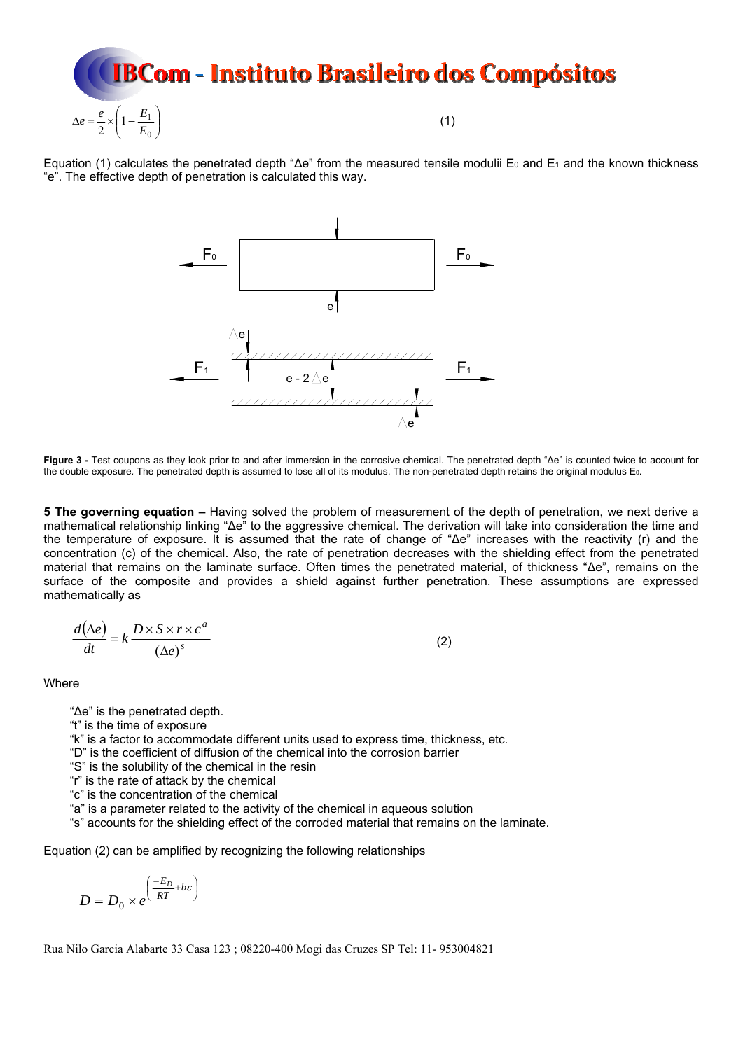$$\Delta e = \frac{e}{2} \times \left(1 - \frac{E_1}{E_0}\right) \tag{1}$$

Equation (1) calculates the penetrated depth "Δe" from the measured tensile modulii $E_0$ and $E_1$ and the known thickness "e". The effective depth of penetration is calculated this way.

**Figure 3 -** Test coupons as they look prior to and after immersion in the corrosive chemical. The penetrated depth "Δe" is counted twice to account for the double exposure. The penetrated depth is assumed to lose all of its modulus. The non-penetrated depth retains the original modulus $E_0$.

**5 The governing equation –** Having solved the problem of measurement of the depth of penetration, we next derive a mathematical relationship linking "Δe" to the aggressive chemical. The derivation will take into consideration the time and the temperature of exposure. It is assumed that the rate of change of "Δe" increases with the reactivity (r) and the concentration (c) of the chemical. Also, the rate of penetration decreases with the shielding effect from the penetrated material that remains on the laminate surface. Often times the penetrated material, of thickness "Δe", remains on the surface of the composite and provides a shield against further penetration. These assumptions are expressed mathematically as

$$\frac{d(\Delta e)}{dt} = k \frac{D \times S \times r \times c^a}{(\Delta e)^s} \tag{2}$$

Where

- "Δe" is the penetrated depth.
- "t" is the time of exposure
- "k" is a factor to accommodate different units used to express time, thickness, etc.
- "D" is the coefficient of diffusion of the chemical into the corrosion barrier
- "S" is the solubility of the chemical in the resin
- "r" is the rate of attack by the chemical
- "c" is the concentration of the chemical
- "a" is a parameter related to the activity of the chemical in aqueous solution
- "s" accounts for the shielding effect of the corroded material that remains on the laminate.

Equation (2) can be amplified by recognizing the following relationships

$$D = D_0 \times e^{\left(\frac{-E_D}{RT} + b\varepsilon\right)}$$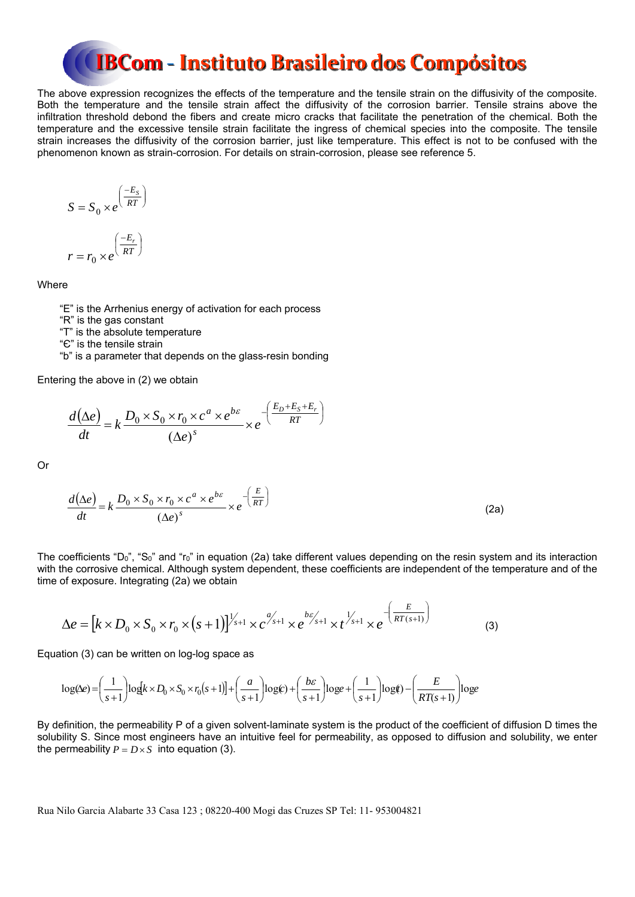The above expression recognizes the effects of the temperature and the tensile strain on the diffusivity of the composite. Both the temperature and the tensile strain affect the diffusivity of the corrosion barrier. Tensile strains above the infiltration threshold debond the fibers and create micro cracks that facilitate the penetration of the chemical. Both the temperature and the excessive tensile strain facilitate the ingress of chemical species into the composite. The tensile strain increases the diffusivity of the corrosion barrier, just like temperature. This effect is not to be confused with the phenomenon known as strain-corrosion. For details on strain-corrosion, please see reference 5.

$$S = S_0 \times e^{\left(\frac{-E_S}{RT}\right)}$$

$$r = r_0 \times e^{\left(\frac{-E_r}{RT}\right)}$$

Where

- "E" is the Arrhenius energy of activation for each process
- "R" is the gas constant
- "T" is the absolute temperature
- "Є" is the tensile strain
- "b" is a parameter that depends on the glass-resin bonding

Entering the above in (2) we obtain

$$\frac{d(\Delta e)}{dt} = k\,\frac{D_0 \times S_0 \times r_0 \times c^a \times e^{b\varepsilon}}{(\Delta e)^s} \times e^{-\left(\frac{E_D + E_S + E_r}{RT}\right)}$$

Or

$$\frac{d(\Delta e)}{dt} = k\,\frac{D_0 \times S_0 \times r_0 \times c^a \times e^{b\varepsilon}}{(\Delta e)^s} \times e^{-\left(\frac{E}{RT}\right)} \tag{2a}$$

The coefficients "$D_0$", "$S_0$" and "$r_0$" in equation (2a) take different values depending on the resin system and its interaction with the corrosive chemical. Although system dependent, these coefficients are independent of the temperature and of the time of exposure. Integrating (2a) we obtain

$$\Delta e = \left[k \times D_0 \times S_0 \times r_0 \times (s+1)\right]^{1/s+1} \times c^{a/s+1} \times e^{b\varepsilon/s+1} \times t^{1/s+1} \times e^{-\left(\frac{E}{RT(s+1)}\right)} \tag{3}$$

Equation (3) can be written on log-log space as

$$\log(\Delta e) = \left(\frac{1}{s+1}\right)\log\left[k \times D_0 \times S_0 \times r_0(s+1)\right] + \left(\frac{a}{s+1}\right)\log(c) + \left(\frac{b\varepsilon}{s+1}\right)\log e + \left(\frac{1}{s+1}\right)\log(t) - \left(\frac{E}{RT(s+1)}\right)\log e$$

By definition, the permeability P of a given solvent-laminate system is the product of the coefficient of diffusion D times the solubility S. Since most engineers have an intuitive feel for permeability, as opposed to diffusion and solubility, we enter the permeability $P = D \times S$ into equation (3).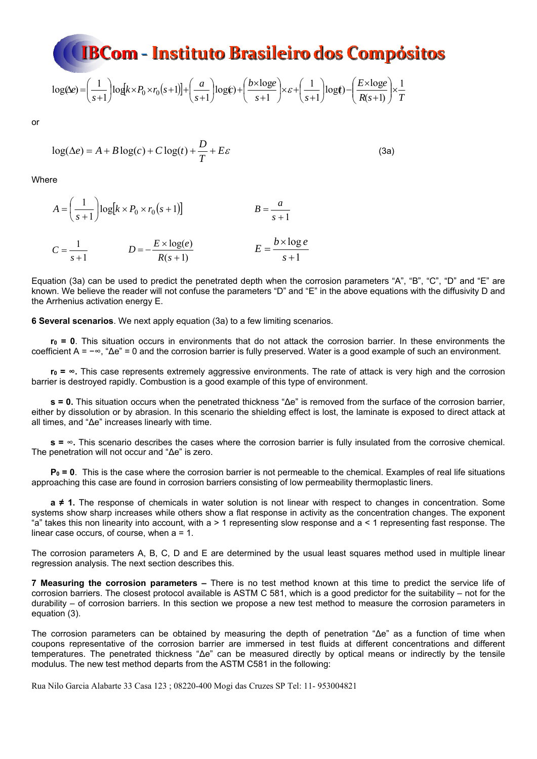$$\log(\Delta e) = \left(\frac{1}{s+1}\right)\log\left[k\times P_0\times r_0\left(s+1\right)\right] + \left(\frac{a}{s+1}\right)\log(c) + \left(\frac{b\times \log e}{s+1}\right)\times\varepsilon + \left(\frac{1}{s+1}\right)\log(t) - \left(\frac{E\times \log e}{R(s+1)}\right)\times\frac{1}{T}$$

or

$$\log(\Delta e) = A + B\log(c) + C\log(t) + \frac{D}{T} + E\varepsilon \qquad (3a)$$

Where

$$A = \left(\frac{1}{s+1}\right)\log\left[k\times P_0\times r_0\left(s+1\right)\right] \qquad B = \frac{a}{s+1}$$

$$C = \frac{1}{s+1} \qquad D = -\frac{E\times\log(e)}{R(s+1)} \qquad E = \frac{b\times\log e}{s+1}$$

Equation (3a) can be used to predict the penetrated depth when the corrosion parameters "A", "B", "C", "D" and "E" are known. We believe the reader will not confuse the parameters "D" and "E" in the above equations with the diffusivity D and the Arrhenius activation energy E.

**6 Several scenarios**. We next apply equation (3a) to a few limiting scenarios.

**$r_0 = 0$**. This situation occurs in environments that do not attack the corrosion barrier. In these environments the coefficient A = −∞, "Δe" = 0 and the corrosion barrier is fully preserved. Water is a good example of such an environment.

**$r_0 = \infty$.** This case represents extremely aggressive environments. The rate of attack is very high and the corrosion barrier is destroyed rapidly. Combustion is a good example of this type of environment.

**s = 0.** This situation occurs when the penetrated thickness "Δe" is removed from the surface of the corrosion barrier, either by dissolution or by abrasion. In this scenario the shielding effect is lost, the laminate is exposed to direct attack at all times, and "Δe" increases linearly with time.

**s = ∞.** This scenario describes the cases where the corrosion barrier is fully insulated from the corrosive chemical. The penetration will not occur and "Δe" is zero.

**$P_0 = 0$**. This is the case where the corrosion barrier is not permeable to the chemical. Examples of real life situations approaching this case are found in corrosion barriers consisting of low permeability thermoplastic liners.

**a ≠ 1.** The response of chemicals in water solution is not linear with respect to changes in concentration. Some systems show sharp increases while others show a flat response in activity as the concentration changes. The exponent "a" takes this non linearity into account, with a > 1 representing slow response and a < 1 representing fast response. The linear case occurs, of course, when a = 1.

The corrosion parameters A, B, C, D and E are determined by the usual least squares method used in multiple linear regression analysis. The next section describes this.

**7 Measuring the corrosion parameters –** There is no test method known at this time to predict the service life of corrosion barriers. The closest protocol available is ASTM C 581, which is a good predictor for the suitability – not for the durability – of corrosion barriers. In this section we propose a new test method to measure the corrosion parameters in equation (3).

The corrosion parameters can be obtained by measuring the depth of penetration "Δe" as a function of time when coupons representative of the corrosion barrier are immersed in test fluids at different concentrations and different temperatures. The penetrated thickness "Δe" can be measured directly by optical means or indirectly by the tensile modulus. The new test method departs from the ASTM C581 in the following: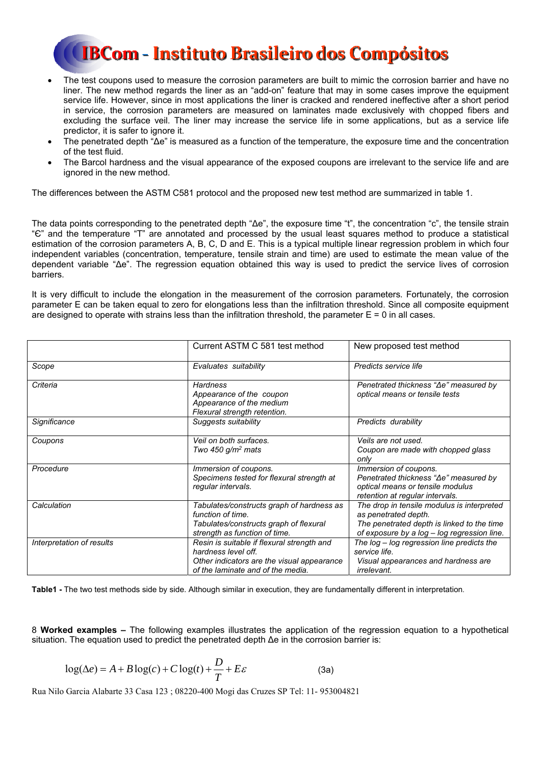- The test coupons used to measure the corrosion parameters are built to mimic the corrosion barrier and have no liner. The new method regards the liner as an "add-on" feature that may in some cases improve the equipment service life. However, since in most applications the liner is cracked and rendered ineffective after a short period in service, the corrosion parameters are measured on laminates made exclusively with chopped fibers and excluding the surface veil. The liner may increase the service life in some applications, but as a service life predictor, it is safer to ignore it.
- The penetrated depth "Δe" is measured as a function of the temperature, the exposure time and the concentration of the test fluid.
- The Barcol hardness and the visual appearance of the exposed coupons are irrelevant to the service life and are ignored in the new method.

The differences between the ASTM C581 protocol and the proposed new test method are summarized in table 1.

The data points corresponding to the penetrated depth "Δe", the exposure time "t", the concentration "c", the tensile strain "Є" and the temperature "T" are annotated and processed by the usual least squares method to produce a statistical estimation of the corrosion parameters A, B, C, D and E. This is a typical multiple linear regression problem in which four independent variables (concentration, temperature, tensile strain and time) are used to estimate the mean value of the dependent variable "Δe". The regression equation obtained this way is used to predict the service lives of corrosion barriers.

It is very difficult to include the elongation in the measurement of the corrosion parameters. Fortunately, the corrosion parameter E can be taken equal to zero for elongations less than the infiltration threshold. Since all composite equipment are designed to operate with strains less than the infiltration threshold, the parameter E = 0 in all cases.

| | Current ASTM C 581 test method | New proposed test method |
|---|---|---|
| *Scope* | *Evaluates suitability* | *Predicts service life* |
| *Criteria* | *Hardness*<br>*Appearance of the coupon*<br>*Appearance of the medium*<br>*Flexural strength retention.* | *Penetrated thickness "Δe" measured by optical means or tensile tests* |
| *Significance* | *Suggests suitability* | *Predicts durability* |
| *Coupons* | *Veil on both surfaces.*<br>*Two 450 g/m² mats* | *Veils are not used.*<br>*Coupon are made with chopped glass only* |
| *Procedure* | *Immersion of coupons.*<br>*Specimens tested for flexural strength at regular intervals.* | *Immersion of coupons.*<br>*Penetrated thickness "Δe" measured by optical means or tensile modulus retention at regular intervals.* |
| *Calculation* | *Tabulates/constructs graph of hardness as function of time.*<br>*Tabulates/constructs graph of flexural strength as function of time.* | *The drop in tensile modulus is interpreted as penetrated depth.*<br>*The penetrated depth is linked to the time of exposure by a log – log regression line.* |
| *Interpretation of results* | *Resin is suitable if flexural strength and hardness level off.*<br>*Other indicators are the visual appearance of the laminate and of the media.* | *The log – log regression line predicts the service life.*<br>*Visual appearances and hardness are irrelevant.* |

**Table1 -** The two test methods side by side. Although similar in execution, they are fundamentally different in interpretation.

8 **Worked examples –** The following examples illustrates the application of the regression equation to a hypothetical situation. The equation used to predict the penetrated depth Δe in the corrosion barrier is:

$$\log(\Delta e) = A + B\log(c) + C\log(t) + \frac{D}{T} + E\varepsilon \qquad (3a)$$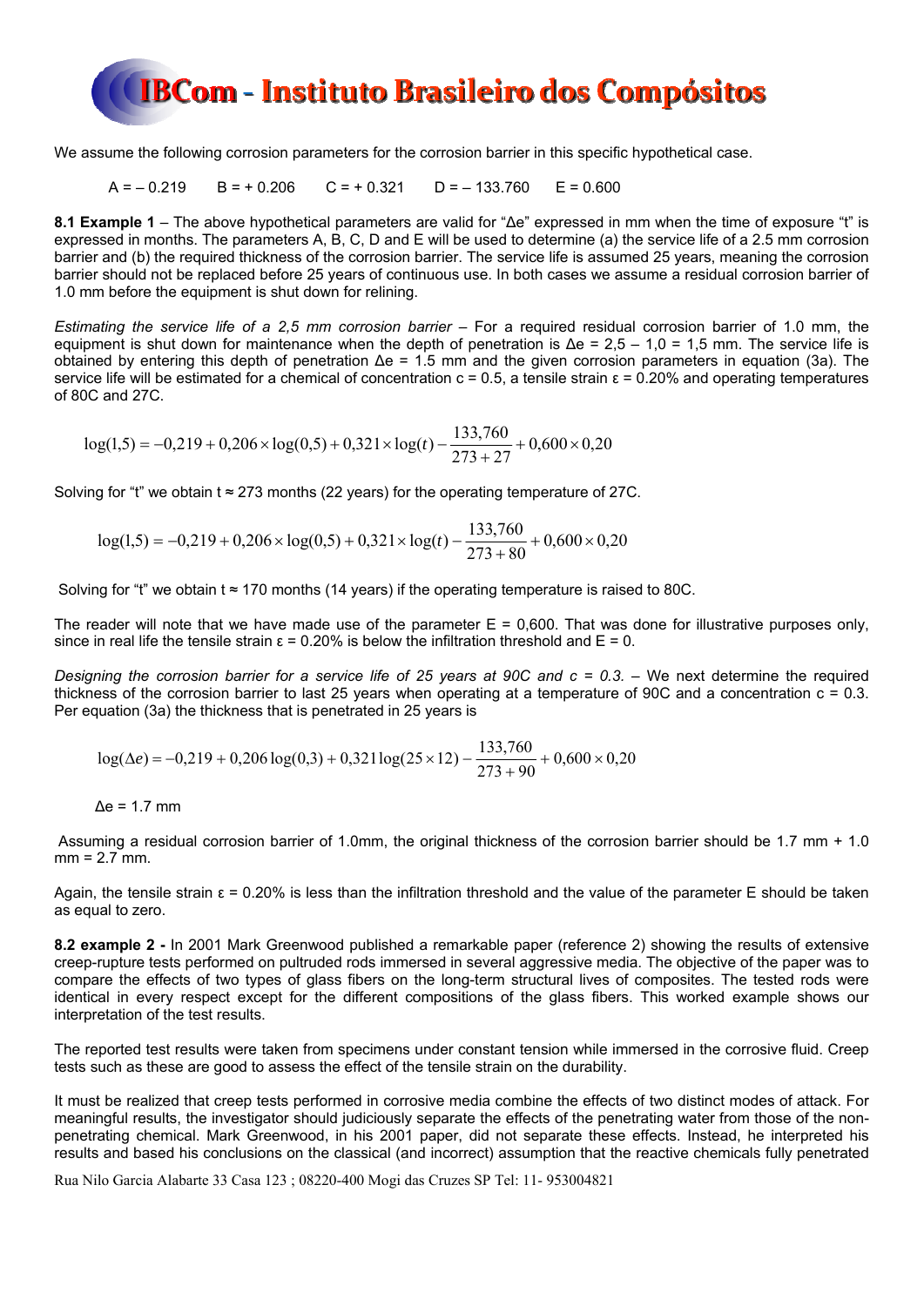We assume the following corrosion parameters for the corrosion barrier in this specific hypothetical case.

$A = -0.219 \quad B = +0.206 \quad C = +0.321 \quad D = -133.760 \quad E = 0.600$

**8.1 Example 1** – The above hypothetical parameters are valid for "Δe" expressed in mm when the time of exposure "t" is expressed in months. The parameters A, B, C, D and E will be used to determine (a) the service life of a 2.5 mm corrosion barrier and (b) the required thickness of the corrosion barrier. The service life is assumed 25 years, meaning the corrosion barrier should not be replaced before 25 years of continuous use. In both cases we assume a residual corrosion barrier of 1.0 mm before the equipment is shut down for relining.

*Estimating the service life of a 2,5 mm corrosion barrier* – For a required residual corrosion barrier of 1.0 mm, the equipment is shut down for maintenance when the depth of penetration is Δe = 2,5 – 1,0 = 1,5 mm. The service life is obtained by entering this depth of penetration Δe = 1.5 mm and the given corrosion parameters in equation (3a). The service life will be estimated for a chemical of concentration c = 0.5, a tensile strain ε = 0.20% and operating temperatures of 80C and 27C.

$$\log(1{,}5) = -0{,}219 + 0{,}206 \times \log(0{,}5) + 0{,}321 \times \log(t) - \frac{133{,}760}{273+27} + 0{,}600 \times 0{,}20$$

Solving for "t" we obtain t ≈ 273 months (22 years) for the operating temperature of 27C.

$$\log(1{,}5) = -0{,}219 + 0{,}206 \times \log(0{,}5) + 0{,}321 \times \log(t) - \frac{133{,}760}{273+80} + 0{,}600 \times 0{,}20$$

Solving for "t" we obtain t ≈ 170 months (14 years) if the operating temperature is raised to 80C.

The reader will note that we have made use of the parameter E = 0,600. That was done for illustrative purposes only, since in real life the tensile strain ε = 0.20% is below the infiltration threshold and E = 0.

*Designing the corrosion barrier for a service life of 25 years at 90C and c = 0.3.* – We next determine the required thickness of the corrosion barrier to last 25 years when operating at a temperature of 90C and a concentration c = 0.3. Per equation (3a) the thickness that is penetrated in 25 years is

$$\log(\Delta e) = -0{,}219 + 0{,}206\log(0{,}3) + 0{,}321\log(25 \times 12) - \frac{133{,}760}{273+90} + 0{,}600 \times 0{,}20$$

Δe = 1.7 mm

Assuming a residual corrosion barrier of 1.0mm, the original thickness of the corrosion barrier should be 1.7 mm + 1.0 mm = 2.7 mm.

Again, the tensile strain ε = 0.20% is less than the infiltration threshold and the value of the parameter E should be taken as equal to zero.

**8.2 example 2 -** In 2001 Mark Greenwood published a remarkable paper (reference 2) showing the results of extensive creep-rupture tests performed on pultruded rods immersed in several aggressive media. The objective of the paper was to compare the effects of two types of glass fibers on the long-term structural lives of composites. The tested rods were identical in every respect except for the different compositions of the glass fibers. This worked example shows our interpretation of the test results.

The reported test results were taken from specimens under constant tension while immersed in the corrosive fluid. Creep tests such as these are good to assess the effect of the tensile strain on the durability.

It must be realized that creep tests performed in corrosive media combine the effects of two distinct modes of attack. For meaningful results, the investigator should judiciously separate the effects of the penetrating water from those of the non-penetrating chemical. Mark Greenwood, in his 2001 paper, did not separate these effects. Instead, he interpreted his results and based his conclusions on the classical (and incorrect) assumption that the reactive chemicals fully penetrated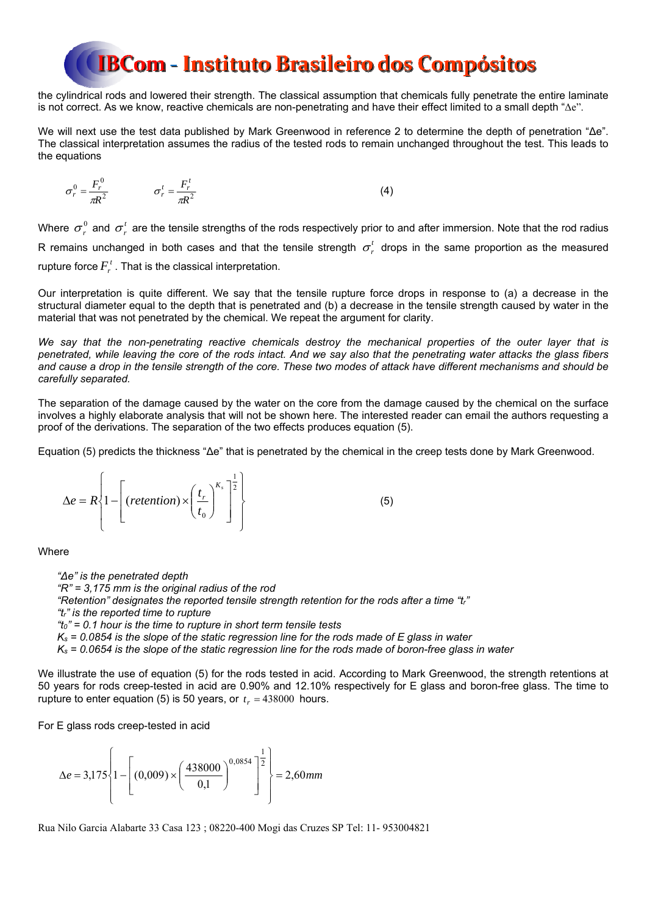the cylindrical rods and lowered their strength. The classical assumption that chemicals fully penetrate the entire laminate is not correct. As we know, reactive chemicals are non-penetrating and have their effect limited to a small depth "$\Delta e$".

We will next use the test data published by Mark Greenwood in reference 2 to determine the depth of penetration "Δe". The classical interpretation assumes the radius of the tested rods to remain unchanged throughout the test. This leads to the equations

$$\sigma_r^0 = \frac{F_r^0}{\pi R^2} \qquad \sigma_r^t = \frac{F_r^t}{\pi R^2} \tag{4}$$

Where $\sigma_r^0$ and $\sigma_r^t$ are the tensile strengths of the rods respectively prior to and after immersion. Note that the rod radius R remains unchanged in both cases and that the tensile strength $\sigma_r^t$ drops in the same proportion as the measured rupture force $F_r^t$. That is the classical interpretation.

Our interpretation is quite different. We say that the tensile rupture force drops in response to (a) a decrease in the structural diameter equal to the depth that is penetrated and (b) a decrease in the tensile strength caused by water in the material that was not penetrated by the chemical. We repeat the argument for clarity.

*We say that the non-penetrating reactive chemicals destroy the mechanical properties of the outer layer that is penetrated, while leaving the core of the rods intact. And we say also that the penetrating water attacks the glass fibers and cause a drop in the tensile strength of the core. These two modes of attack have different mechanisms and should be carefully separated.*

The separation of the damage caused by the water on the core from the damage caused by the chemical on the surface involves a highly elaborate analysis that will not be shown here. The interested reader can email the authors requesting a proof of the derivations. The separation of the two effects produces equation (5).

Equation (5) predicts the thickness "Δe" that is penetrated by the chemical in the creep tests done by Mark Greenwood.

$$\Delta e = R\left\{1 - \left[(retention) \times \left(\frac{t_r}{t_0}\right)^{K_s}\right]^{\frac{1}{2}}\right\} \tag{5}$$

Where

*"Δe" is the penetrated depth*
*"R" = 3,175 mm is the original radius of the rod*
*"Retention" designates the reported tensile strength retention for the rods after a time "$t_r$"*
*"$t_r$" is the reported time to rupture*
*"$t_0$" = 0.1 hour is the time to rupture in short term tensile tests*
*$K_s$ = 0.0854 is the slope of the static regression line for the rods made of E glass in water*
*$K_s$ = 0.0654 is the slope of the static regression line for the rods made of boron-free glass in water*

We illustrate the use of equation (5) for the rods tested in acid. According to Mark Greenwood, the strength retentions at 50 years for rods creep-tested in acid are 0.90% and 12.10% respectively for E glass and boron-free glass. The time to rupture to enter equation (5) is 50 years, or $t_r = 438000$ hours.

For E glass rods creep-tested in acid

$$\Delta e = 3{,}175\left\{1 - \left[(0{,}009) \times \left(\frac{438000}{0{,}1}\right)^{0{,}0854}\right]^{\frac{1}{2}}\right\} = 2{,}60mm$$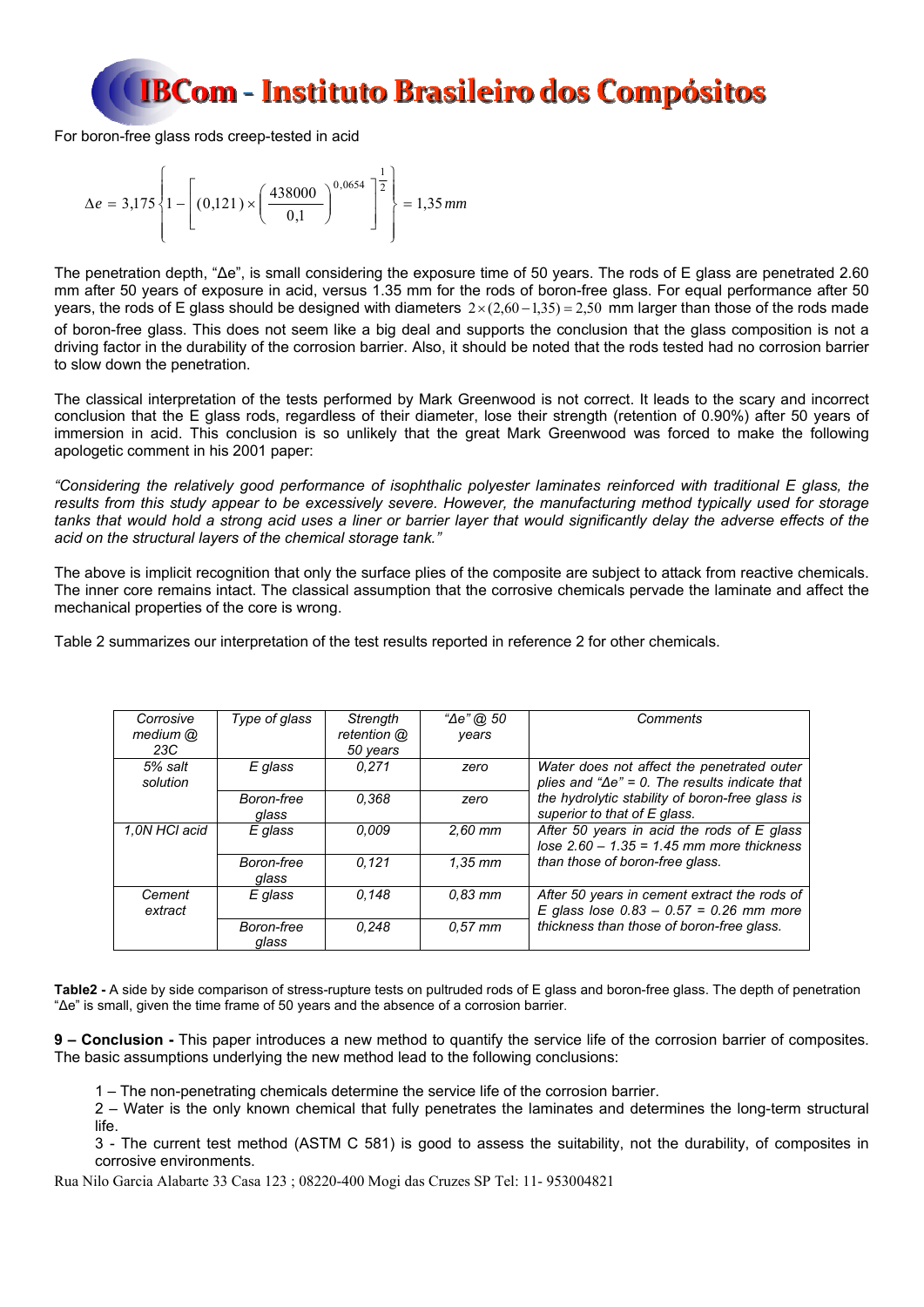For boron-free glass rods creep-tested in acid

$$\Delta e = 3{,}175\left\{1 - \left[(0{,}121)\times\left(\frac{438000}{0{,}1}\right)^{0{,}0654}\right]^{\frac{1}{2}}\right\} = 1{,}35\,mm$$

The penetration depth, "Δe", is small considering the exposure time of 50 years. The rods of E glass are penetrated 2.60 mm after 50 years of exposure in acid, versus 1.35 mm for the rods of boron-free glass. For equal performance after 50 years, the rods of E glass should be designed with diameters $2 \times (2{,}60 - 1{,}35) = 2{,}50$ mm larger than those of the rods made of boron-free glass. This does not seem like a big deal and supports the conclusion that the glass composition is not a driving factor in the durability of the corrosion barrier. Also, it should be noted that the rods tested had no corrosion barrier to slow down the penetration.

The classical interpretation of the tests performed by Mark Greenwood is not correct. It leads to the scary and incorrect conclusion that the E glass rods, regardless of their diameter, lose their strength (retention of 0.90%) after 50 years of immersion in acid. This conclusion is so unlikely that the great Mark Greenwood was forced to make the following apologetic comment in his 2001 paper:

*"Considering the relatively good performance of isophthalic polyester laminates reinforced with traditional E glass, the results from this study appear to be excessively severe. However, the manufacturing method typically used for storage tanks that would hold a strong acid uses a liner or barrier layer that would significantly delay the adverse effects of the acid on the structural layers of the chemical storage tank."*

The above is implicit recognition that only the surface plies of the composite are subject to attack from reactive chemicals. The inner core remains intact. The classical assumption that the corrosive chemicals pervade the laminate and affect the mechanical properties of the core is wrong.

Table 2 summarizes our interpretation of the test results reported in reference 2 for other chemicals.

| *Corrosive medium @ 23C* | *Type of glass* | *Strength retention @ 50 years* | *"Δe" @ 50 years* | *Comments* |
|---|---|---|---|---|
| *5% salt solution* | *E glass* | *0,271* | *zero* | *Water does not affect the penetrated outer plies and "Δe" = 0. The results indicate that the hydrolytic stability of boron-free glass is superior to that of E glass.* |
| | *Boron-free glass* | *0,368* | *zero* | |
| *1,0N HCl acid* | *E glass* | *0,009* | *2,60 mm* | *After 50 years in acid the rods of E glass lose 2.60 – 1.35 = 1.45 mm more thickness than those of boron-free glass.* |
| | *Boron-free glass* | *0,121* | *1,35 mm* | |
| *Cement extract* | *E glass* | *0,148* | *0,83 mm* | *After 50 years in cement extract the rods of E glass lose 0.83 – 0.57 = 0.26 mm more thickness than those of boron-free glass.* |
| | *Boron-free glass* | *0,248* | *0,57 mm* | |

**Table2 -** A side by side comparison of stress-rupture tests on pultruded rods of E glass and boron-free glass. The depth of penetration "Δe" is small, given the time frame of 50 years and the absence of a corrosion barrier.

**9 – Conclusion -** This paper introduces a new method to quantify the service life of the corrosion barrier of composites. The basic assumptions underlying the new method lead to the following conclusions:

1 – The non-penetrating chemicals determine the service life of the corrosion barrier.

2 – Water is the only known chemical that fully penetrates the laminates and determines the long-term structural life.

3 - The current test method (ASTM C 581) is good to assess the suitability, not the durability, of composites in corrosive environments.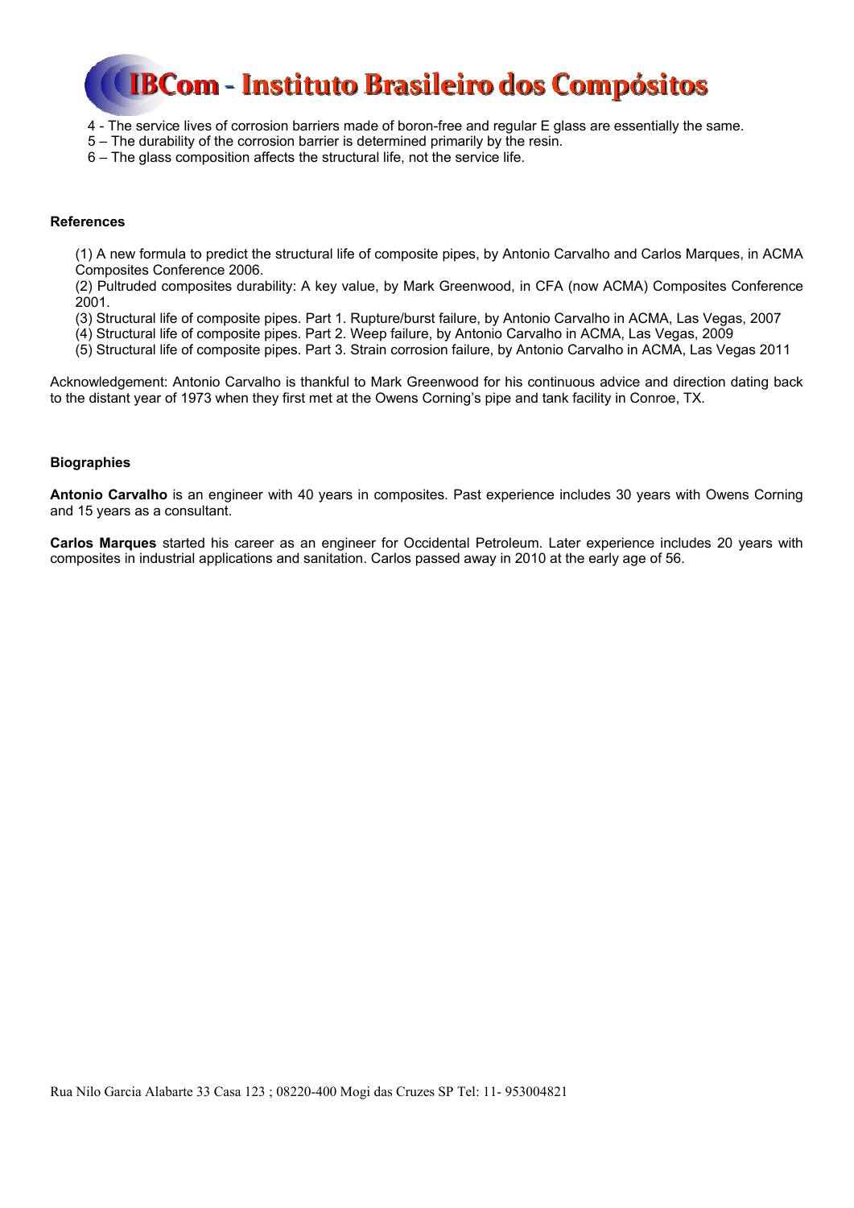4 - The service lives of corrosion barriers made of boron-free and regular E glass are essentially the same.
5 – The durability of the corrosion barrier is determined primarily by the resin.
6 – The glass composition affects the structural life, not the service life.

**References**

(1) A new formula to predict the structural life of composite pipes, by Antonio Carvalho and Carlos Marques, in ACMA Composites Conference 2006.
(2) Pultruded composites durability: A key value, by Mark Greenwood, in CFA (now ACMA) Composites Conference 2001.
(3) Structural life of composite pipes. Part 1. Rupture/burst failure, by Antonio Carvalho in ACMA, Las Vegas, 2007
(4) Structural life of composite pipes. Part 2. Weep failure, by Antonio Carvalho in ACMA, Las Vegas, 2009
(5) Structural life of composite pipes. Part 3. Strain corrosion failure, by Antonio Carvalho in ACMA, Las Vegas 2011

Acknowledgement: Antonio Carvalho is thankful to Mark Greenwood for his continuous advice and direction dating back to the distant year of 1973 when they first met at the Owens Corning's pipe and tank facility in Conroe, TX.

**Biographies**

**Antonio Carvalho** is an engineer with 40 years in composites. Past experience includes 30 years with Owens Corning and 15 years as a consultant.

**Carlos Marques** started his career as an engineer for Occidental Petroleum. Later experience includes 20 years with composites in industrial applications and sanitation. Carlos passed away in 2010 at the early age of 56.